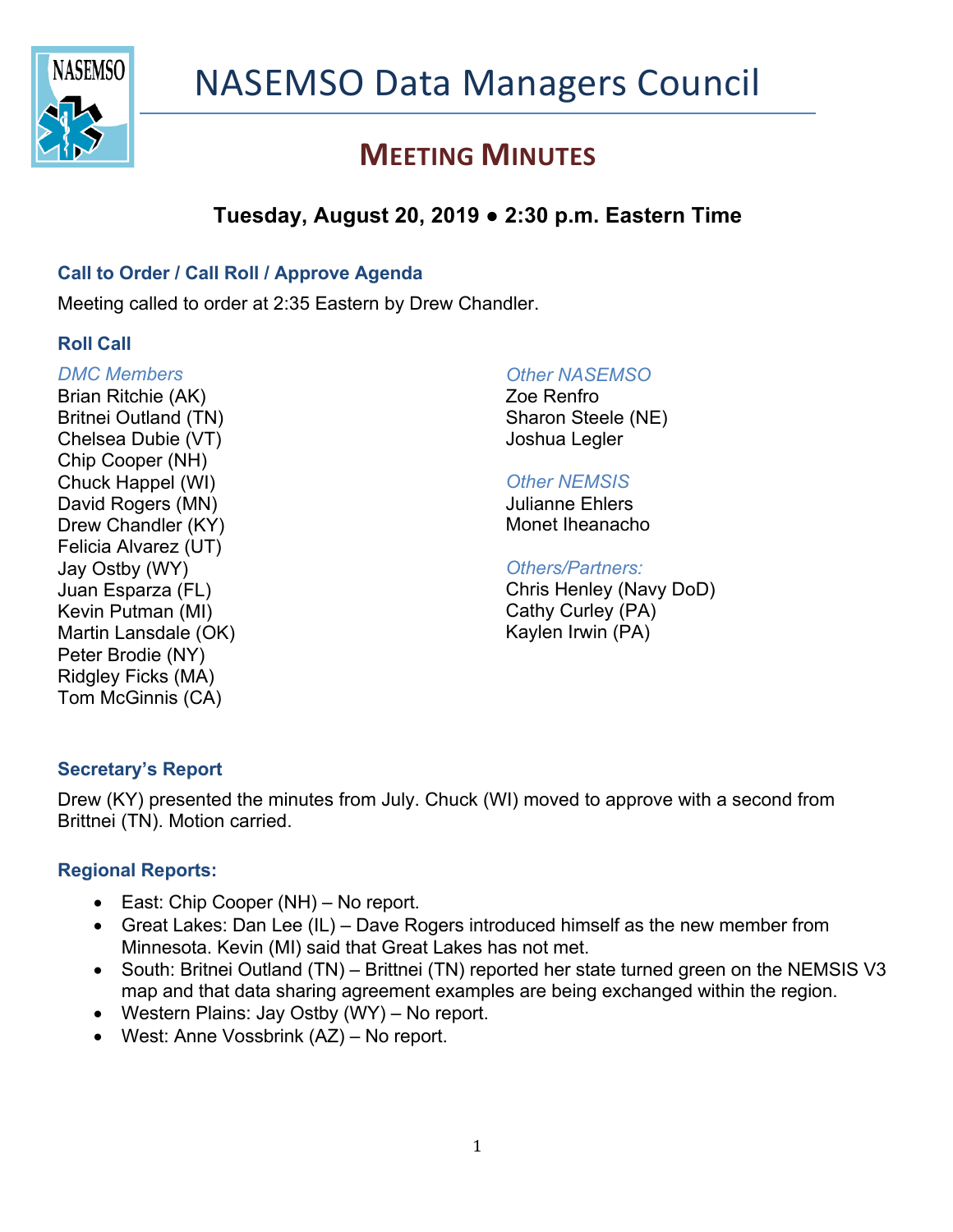# NASEMSO Data Managers Council

## MEETING MINUTES

### Tuesday, August 20, 2019 • 2:30 p.m. Eastern Time

### Call to Order / Call Roll / Approve Agenda

Meeting called to order at 2:35 Eastern by Drew Chandler.

### Roll Call

*DMC Members*
Brian Ritchie (AK)
Britnei Outland (TN)
Chelsea Dubie (VT)
Chip Cooper (NH)
Chuck Happel (WI)
David Rogers (MN)
Drew Chandler (KY)
Felicia Alvarez (UT)
Jay Ostby (WY)
Juan Esparza (FL)
Kevin Putman (MI)
Martin Lansdale (OK)
Peter Brodie (NY)
Ridgley Ficks (MA)
Tom McGinnis (CA)

*Other NASEMSO*
Zoe Renfro
Sharon Steele (NE)
Joshua Legler

*Other NEMSIS*
Julianne Ehlers
Monet Iheanacho

*Others/Partners:*
Chris Henley (Navy DoD)
Cathy Curley (PA)
Kaylen Irwin (PA)

### Secretary's Report

Drew (KY) presented the minutes from July. Chuck (WI) moved to approve with a second from Brittnei (TN). Motion carried.

### Regional Reports:

- East: Chip Cooper (NH) – No report.
- Great Lakes: Dan Lee (IL) – Dave Rogers introduced himself as the new member from Minnesota. Kevin (MI) said that Great Lakes has not met.
- South: Britnei Outland (TN) – Brittnei (TN) reported her state turned green on the NEMSIS V3 map and that data sharing agreement examples are being exchanged within the region.
- Western Plains: Jay Ostby (WY) – No report.
- West: Anne Vossbrink (AZ) – No report.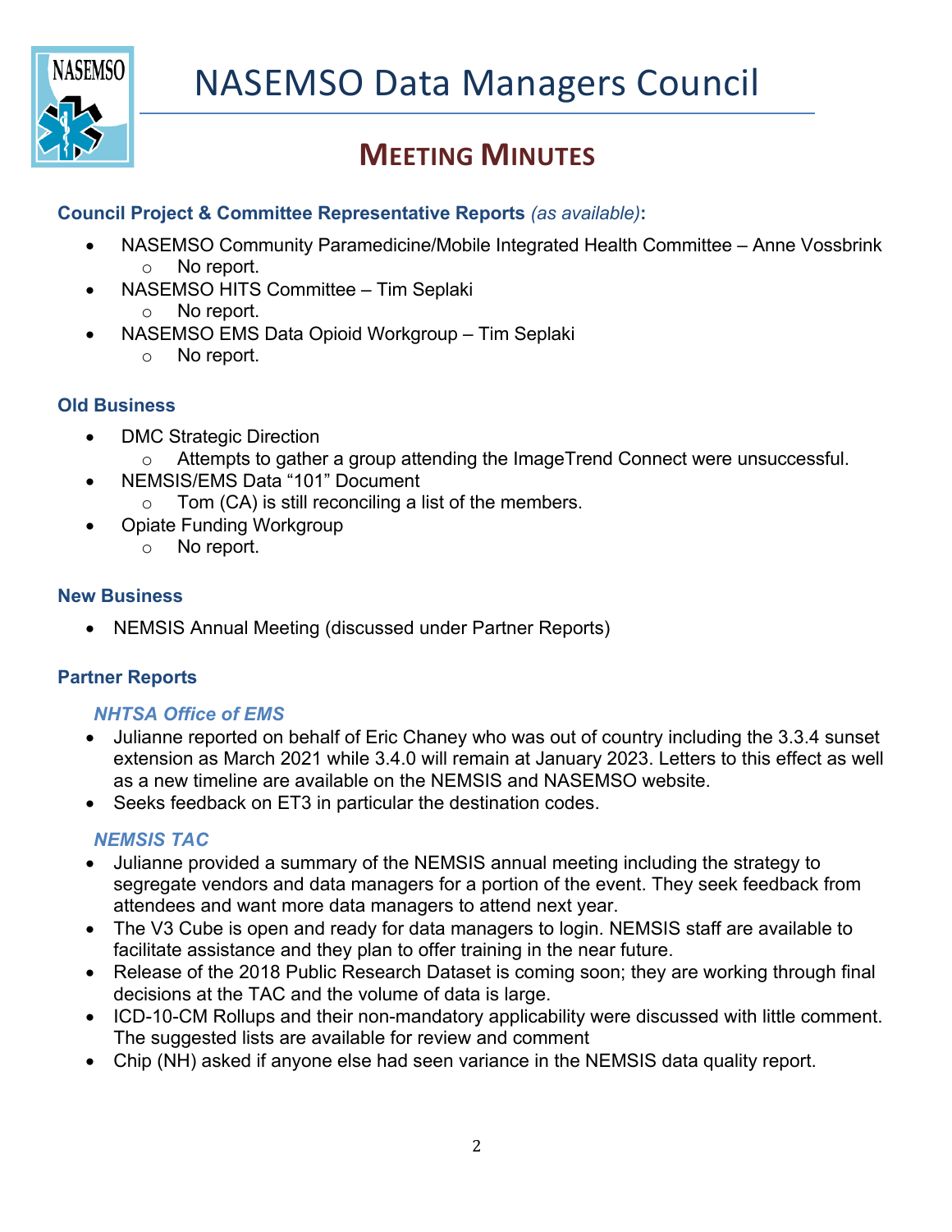# NASEMSO Data Managers Council

## MEETING MINUTES

### Council Project & Committee Representative Reports *(as available)*:

- NASEMSO Community Paramedicine/Mobile Integrated Health Committee – Anne Vossbrink
  - No report.
- NASEMSO HITS Committee – Tim Seplaki
  - No report.
- NASEMSO EMS Data Opioid Workgroup – Tim Seplaki
  - No report.

### Old Business

- DMC Strategic Direction
  - Attempts to gather a group attending the ImageTrend Connect were unsuccessful.
- NEMSIS/EMS Data "101" Document
  - Tom (CA) is still reconciling a list of the members.
- Opiate Funding Workgroup
  - No report.

### New Business

- NEMSIS Annual Meeting (discussed under Partner Reports)

### Partner Reports

#### *NHTSA Office of EMS*

- Julianne reported on behalf of Eric Chaney who was out of country including the 3.3.4 sunset extension as March 2021 while 3.4.0 will remain at January 2023. Letters to this effect as well as a new timeline are available on the NEMSIS and NASEMSO website.
- Seeks feedback on ET3 in particular the destination codes.

#### *NEMSIS TAC*

- Julianne provided a summary of the NEMSIS annual meeting including the strategy to segregate vendors and data managers for a portion of the event. They seek feedback from attendees and want more data managers to attend next year.
- The V3 Cube is open and ready for data managers to login. NEMSIS staff are available to facilitate assistance and they plan to offer training in the near future.
- Release of the 2018 Public Research Dataset is coming soon; they are working through final decisions at the TAC and the volume of data is large.
- ICD-10-CM Rollups and their non-mandatory applicability were discussed with little comment. The suggested lists are available for review and comment
- Chip (NH) asked if anyone else had seen variance in the NEMSIS data quality report.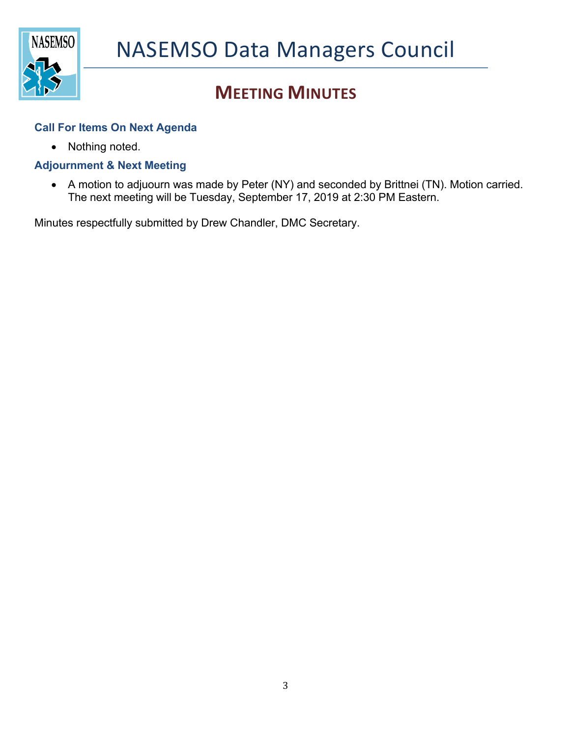# NASEMSO Data Managers Council

## MEETING MINUTES

### Call For Items On Next Agenda

- Nothing noted.

### Adjournment & Next Meeting

- A motion to adjuourn was made by Peter (NY) and seconded by Brittnei (TN). Motion carried. The next meeting will be Tuesday, September 17, 2019 at 2:30 PM Eastern.

Minutes respectfully submitted by Drew Chandler, DMC Secretary.